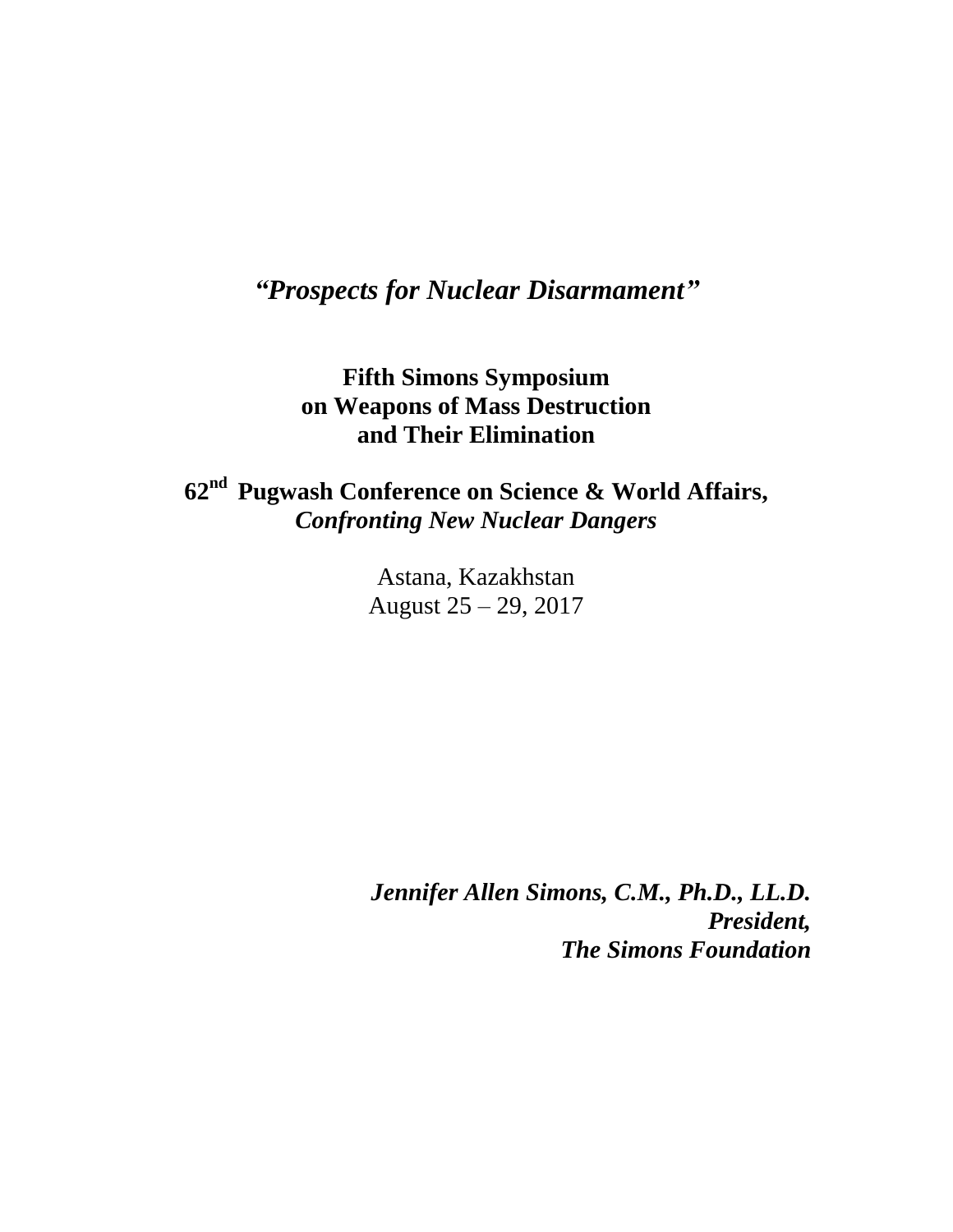# *"Prospects for Nuclear Disarmament"*

**Fifth Simons Symposium**
**on Weapons of Mass Destruction**
**and Their Elimination**

**62nd Pugwash Conference on Science & World Affairs,**
***Confronting New Nuclear Dangers***

Astana, Kazakhstan
August 25 – 29, 2017

***Jennifer Allen Simons, C.M., Ph.D., LL.D.***
***President,***
***The Simons Foundation***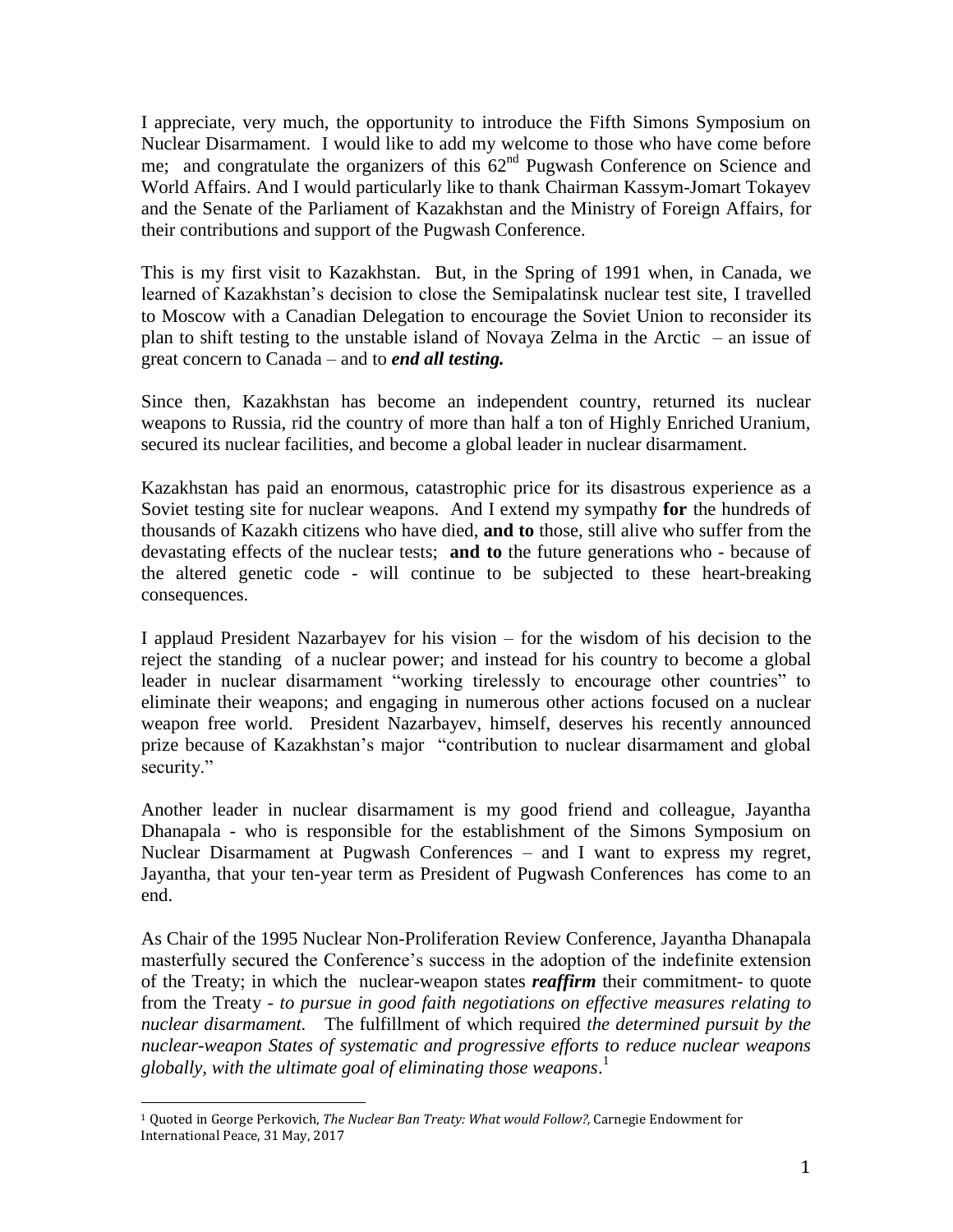I appreciate, very much, the opportunity to introduce the Fifth Simons Symposium on Nuclear Disarmament. I would like to add my welcome to those who have come before me; and congratulate the organizers of this 62nd Pugwash Conference on Science and World Affairs. And I would particularly like to thank Chairman Kassym-Jomart Tokayev and the Senate of the Parliament of Kazakhstan and the Ministry of Foreign Affairs, for their contributions and support of the Pugwash Conference.

This is my first visit to Kazakhstan. But, in the Spring of 1991 when, in Canada, we learned of Kazakhstan's decision to close the Semipalatinsk nuclear test site, I travelled to Moscow with a Canadian Delegation to encourage the Soviet Union to reconsider its plan to shift testing to the unstable island of Novaya Zelma in the Arctic – an issue of great concern to Canada – and to ***end all testing.***

Since then, Kazakhstan has become an independent country, returned its nuclear weapons to Russia, rid the country of more than half a ton of Highly Enriched Uranium, secured its nuclear facilities, and become a global leader in nuclear disarmament.

Kazakhstan has paid an enormous, catastrophic price for its disastrous experience as a Soviet testing site for nuclear weapons. And I extend my sympathy **for** the hundreds of thousands of Kazakh citizens who have died, **and to** those, still alive who suffer from the devastating effects of the nuclear tests; **and to** the future generations who - because of the altered genetic code - will continue to be subjected to these heart-breaking consequences.

I applaud President Nazarbayev for his vision – for the wisdom of his decision to the reject the standing of a nuclear power; and instead for his country to become a global leader in nuclear disarmament "working tirelessly to encourage other countries" to eliminate their weapons; and engaging in numerous other actions focused on a nuclear weapon free world. President Nazarbayev, himself, deserves his recently announced prize because of Kazakhstan's major "contribution to nuclear disarmament and global security."

Another leader in nuclear disarmament is my good friend and colleague, Jayantha Dhanapala - who is responsible for the establishment of the Simons Symposium on Nuclear Disarmament at Pugwash Conferences – and I want to express my regret, Jayantha, that your ten-year term as President of Pugwash Conferences has come to an end.

As Chair of the 1995 Nuclear Non-Proliferation Review Conference, Jayantha Dhanapala masterfully secured the Conference's success in the adoption of the indefinite extension of the Treaty; in which the nuclear-weapon states ***reaffirm*** their commitment- to quote from the Treaty - *to pursue in good faith negotiations on effective measures relating to nuclear disarmament.* The fulfillment of which required *the determined pursuit by the nuclear-weapon States of systematic and progressive efforts to reduce nuclear weapons globally, with the ultimate goal of eliminating those weapons*.[1]

[1] Quoted in George Perkovich, *The Nuclear Ban Treaty: What would Follow?,* Carnegie Endowment for International Peace, 31 May, 2017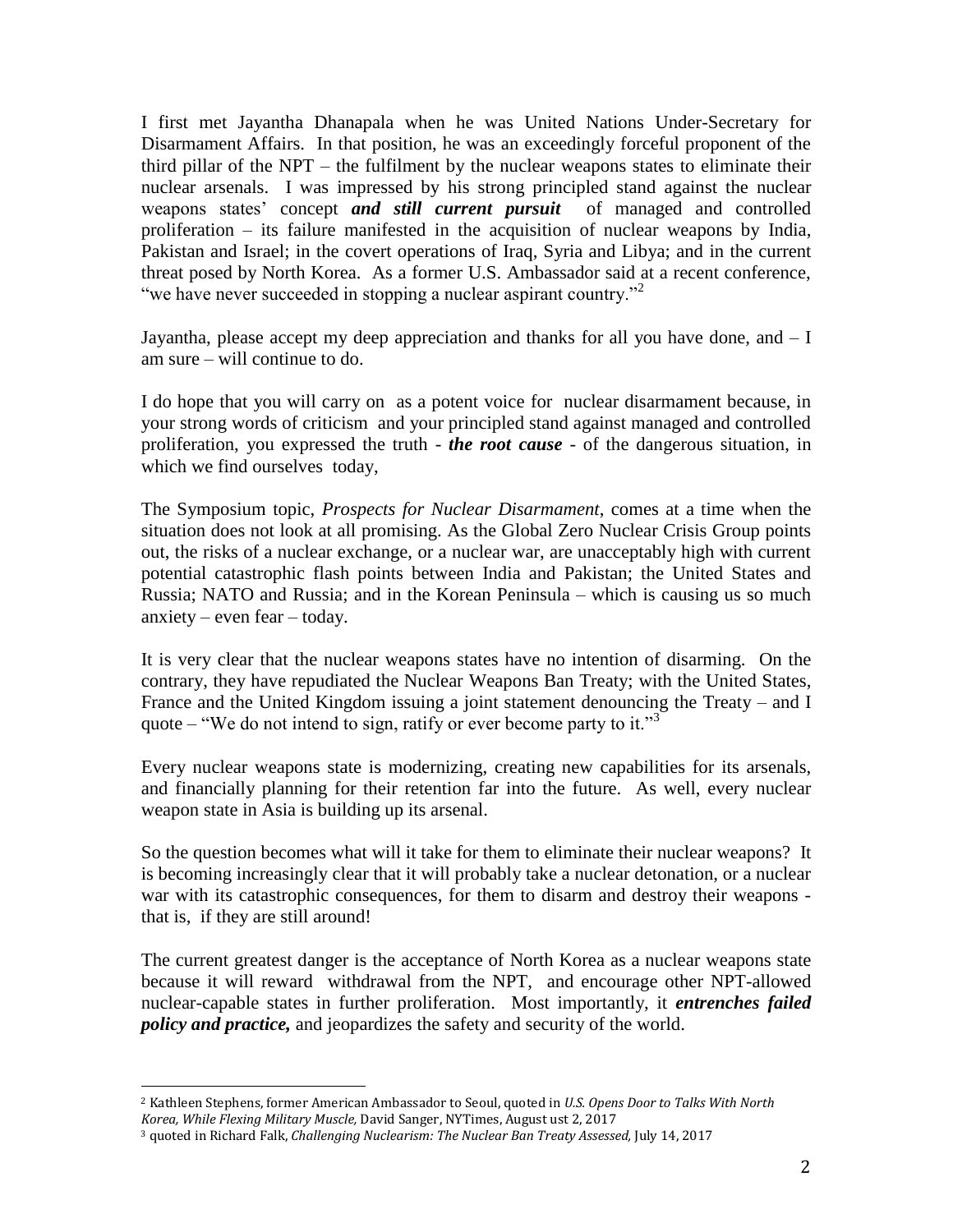I first met Jayantha Dhanapala when he was United Nations Under-Secretary for Disarmament Affairs. In that position, he was an exceedingly forceful proponent of the third pillar of the NPT – the fulfilment by the nuclear weapons states to eliminate their nuclear arsenals. I was impressed by his strong principled stand against the nuclear weapons states' concept ***and still current pursuit*** of managed and controlled proliferation – its failure manifested in the acquisition of nuclear weapons by India, Pakistan and Israel; in the covert operations of Iraq, Syria and Libya; and in the current threat posed by North Korea. As a former U.S. Ambassador said at a recent conference, "we have never succeeded in stopping a nuclear aspirant country."[2]

Jayantha, please accept my deep appreciation and thanks for all you have done, and – I am sure – will continue to do.

I do hope that you will carry on as a potent voice for nuclear disarmament because, in your strong words of criticism and your principled stand against managed and controlled proliferation, you expressed the truth - ***the root cause*** - of the dangerous situation, in which we find ourselves today,

The Symposium topic, *Prospects for Nuclear Disarmament*, comes at a time when the situation does not look at all promising. As the Global Zero Nuclear Crisis Group points out, the risks of a nuclear exchange, or a nuclear war, are unacceptably high with current potential catastrophic flash points between India and Pakistan; the United States and Russia; NATO and Russia; and in the Korean Peninsula – which is causing us so much anxiety – even fear – today.

It is very clear that the nuclear weapons states have no intention of disarming. On the contrary, they have repudiated the Nuclear Weapons Ban Treaty; with the United States, France and the United Kingdom issuing a joint statement denouncing the Treaty – and I quote – "We do not intend to sign, ratify or ever become party to it."[3]

Every nuclear weapons state is modernizing, creating new capabilities for its arsenals, and financially planning for their retention far into the future. As well, every nuclear weapon state in Asia is building up its arsenal.

So the question becomes what will it take for them to eliminate their nuclear weapons? It is becoming increasingly clear that it will probably take a nuclear detonation, or a nuclear war with its catastrophic consequences, for them to disarm and destroy their weapons - that is, if they are still around!

The current greatest danger is the acceptance of North Korea as a nuclear weapons state because it will reward withdrawal from the NPT, and encourage other NPT-allowed nuclear-capable states in further proliferation. Most importantly, it ***entrenches failed policy and practice,*** and jeopardizes the safety and security of the world.

---

[2] Kathleen Stephens, former American Ambassador to Seoul, quoted in *U.S. Opens Door to Talks With North Korea, While Flexing Military Muscle,* David Sanger, NYTimes, August ust 2, 2017

[3] quoted in Richard Falk, *Challenging Nuclearism: The Nuclear Ban Treaty Assessed,* July 14, 2017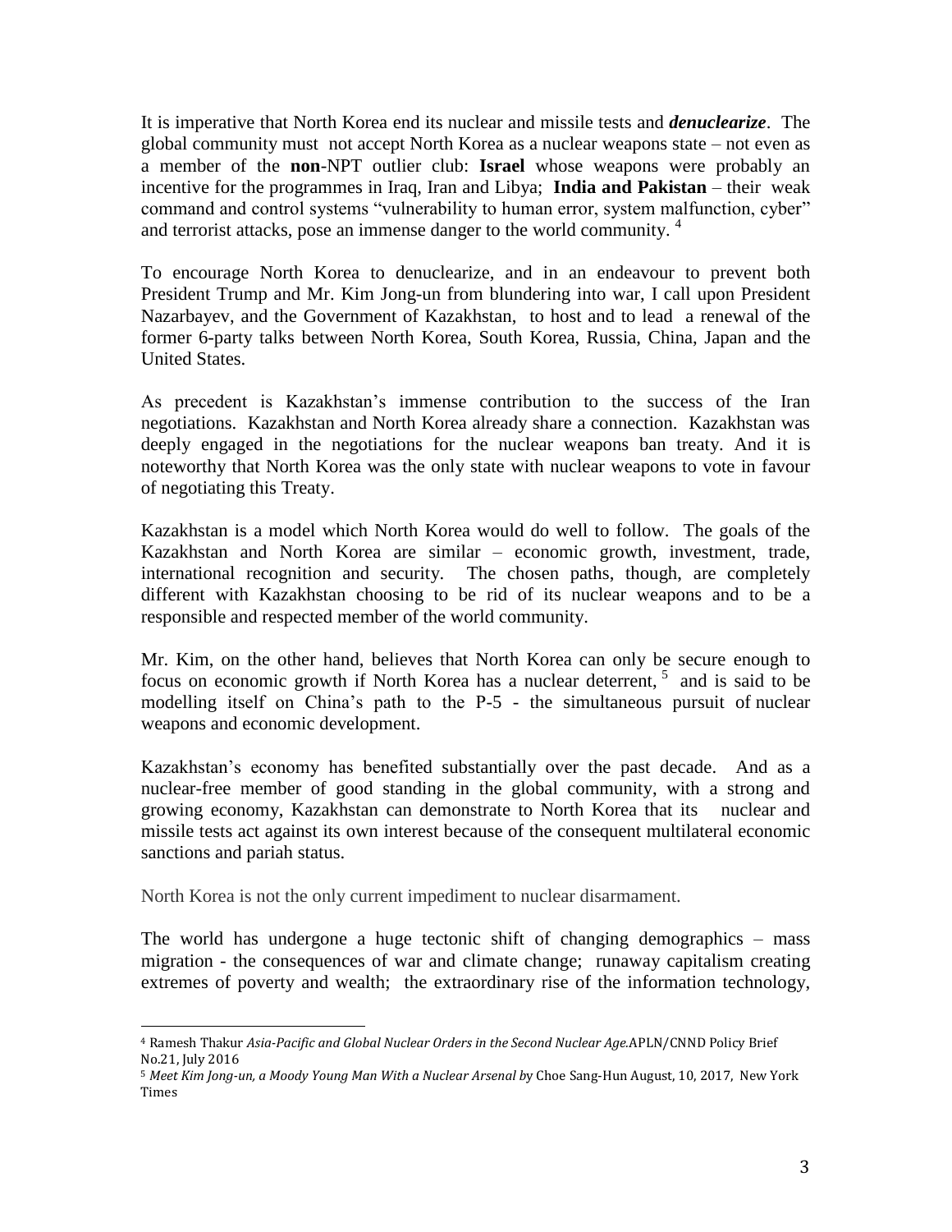It is imperative that North Korea end its nuclear and missile tests and ***denuclearize***. The global community must not accept North Korea as a nuclear weapons state – not even as a member of the **non**-NPT outlier club: **Israel** whose weapons were probably an incentive for the programmes in Iraq, Iran and Libya; **India and Pakistan** – their weak command and control systems "vulnerability to human error, system malfunction, cyber" and terrorist attacks, pose an immense danger to the world community. [4]

To encourage North Korea to denuclearize, and in an endeavour to prevent both President Trump and Mr. Kim Jong-un from blundering into war, I call upon President Nazarbayev, and the Government of Kazakhstan, to host and to lead a renewal of the former 6-party talks between North Korea, South Korea, Russia, China, Japan and the United States.

As precedent is Kazakhstan's immense contribution to the success of the Iran negotiations. Kazakhstan and North Korea already share a connection. Kazakhstan was deeply engaged in the negotiations for the nuclear weapons ban treaty. And it is noteworthy that North Korea was the only state with nuclear weapons to vote in favour of negotiating this Treaty.

Kazakhstan is a model which North Korea would do well to follow. The goals of the Kazakhstan and North Korea are similar – economic growth, investment, trade, international recognition and security. The chosen paths, though, are completely different with Kazakhstan choosing to be rid of its nuclear weapons and to be a responsible and respected member of the world community.

Mr. Kim, on the other hand, believes that North Korea can only be secure enough to focus on economic growth if North Korea has a nuclear deterrent, [5] and is said to be modelling itself on China's path to the P-5 - the simultaneous pursuit of nuclear weapons and economic development.

Kazakhstan's economy has benefited substantially over the past decade. And as a nuclear-free member of good standing in the global community, with a strong and growing economy, Kazakhstan can demonstrate to North Korea that its nuclear and missile tests act against its own interest because of the consequent multilateral economic sanctions and pariah status.

North Korea is not the only current impediment to nuclear disarmament.

The world has undergone a huge tectonic shift of changing demographics – mass migration - the consequences of war and climate change; runaway capitalism creating extremes of poverty and wealth; the extraordinary rise of the information technology,

---

[4] Ramesh Thakur *Asia-Pacific and Global Nuclear Orders in the Second Nuclear Age.*APLN/CNND Policy Brief No.21, July 2016

[5] *Meet Kim Jong-un, a Moody Young Man With a Nuclear Arsenal b*y Choe Sang-Hun August, 10, 2017, New York Times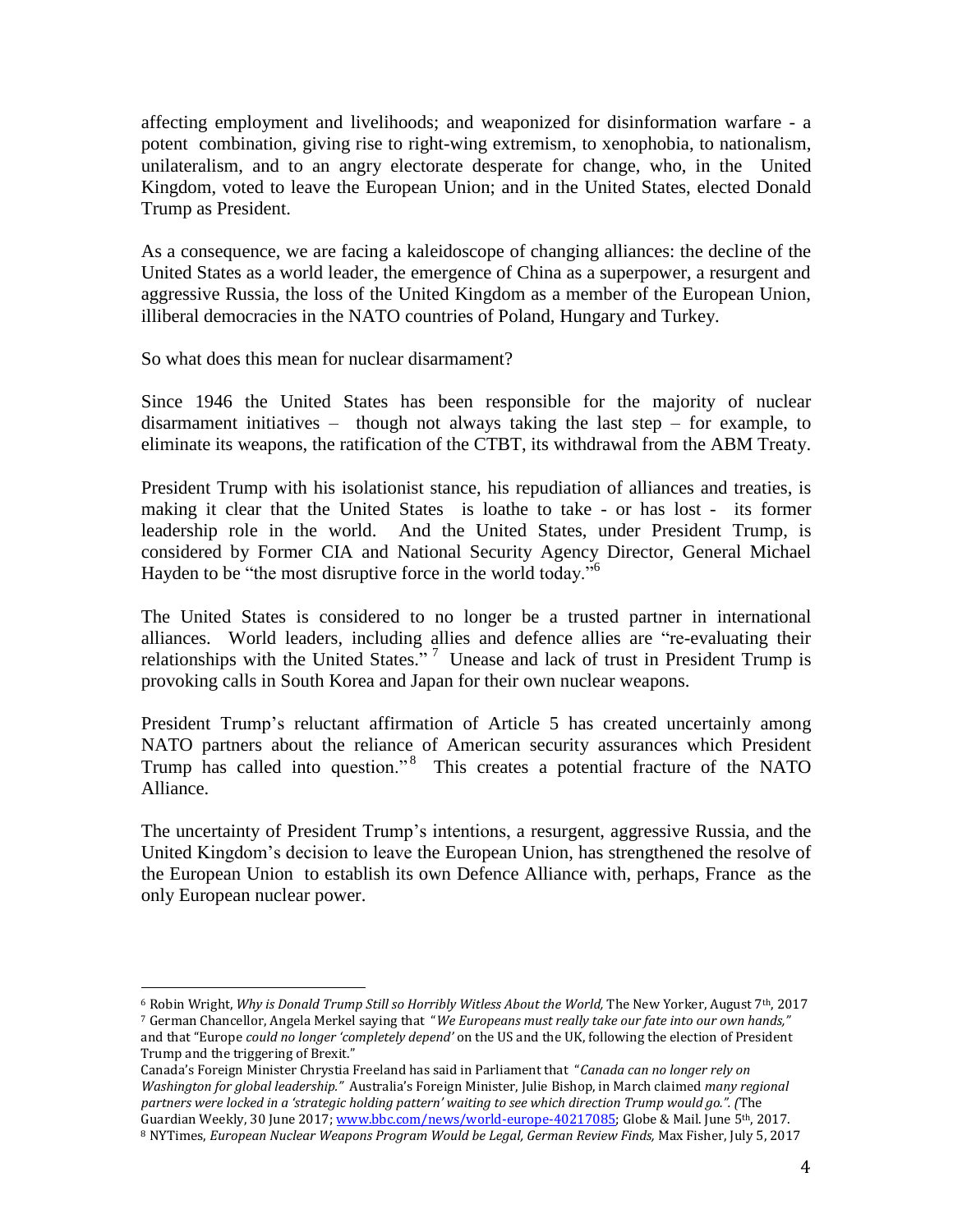affecting employment and livelihoods; and weaponized for disinformation warfare - a potent combination, giving rise to right-wing extremism, to xenophobia, to nationalism, unilateralism, and to an angry electorate desperate for change, who, in the United Kingdom, voted to leave the European Union; and in the United States, elected Donald Trump as President.

As a consequence, we are facing a kaleidoscope of changing alliances: the decline of the United States as a world leader, the emergence of China as a superpower, a resurgent and aggressive Russia, the loss of the United Kingdom as a member of the European Union, illiberal democracies in the NATO countries of Poland, Hungary and Turkey.

So what does this mean for nuclear disarmament?

Since 1946 the United States has been responsible for the majority of nuclear disarmament initiatives – though not always taking the last step – for example, to eliminate its weapons, the ratification of the CTBT, its withdrawal from the ABM Treaty.

President Trump with his isolationist stance, his repudiation of alliances and treaties, is making it clear that the United States is loathe to take - or has lost - its former leadership role in the world. And the United States, under President Trump, is considered by Former CIA and National Security Agency Director, General Michael Hayden to be "the most disruptive force in the world today."[6]

The United States is considered to no longer be a trusted partner in international alliances. World leaders, including allies and defence allies are "re-evaluating their relationships with the United States."[7] Unease and lack of trust in President Trump is provoking calls in South Korea and Japan for their own nuclear weapons.

President Trump's reluctant affirmation of Article 5 has created uncertainly among NATO partners about the reliance of American security assurances which President Trump has called into question."[8] This creates a potential fracture of the NATO Alliance.

The uncertainty of President Trump's intentions, a resurgent, aggressive Russia, and the United Kingdom's decision to leave the European Union, has strengthened the resolve of the European Union to establish its own Defence Alliance with, perhaps, France as the only European nuclear power.

---

[6] Robin Wright, *Why is Donald Trump Still so Horribly Witless About the World,* The New Yorker, August 7th, 2017

[7] German Chancellor, Angela Merkel saying that "*We Europeans must really take our fate into our own hands,"* and that "Europe *could no longer 'completely depend'* on the US and the UK, following the election of President Trump and the triggering of Brexit."
Canada's Foreign Minister Chrystia Freeland has said in Parliament that "*Canada can no longer rely on Washington for global leadership."* Australia's Foreign Minister, Julie Bishop, in March claimed *many regional partners were locked in a 'strategic holding pattern' waiting to see which direction Trump would go.". (*The Guardian Weekly, 30 June 2017; www.bbc.com/news/world-europe-40217085; Globe & Mail. June 5th, 2017.

[8] NYTimes, *European Nuclear Weapons Program Would be Legal, German Review Finds,* Max Fisher, July 5, 2017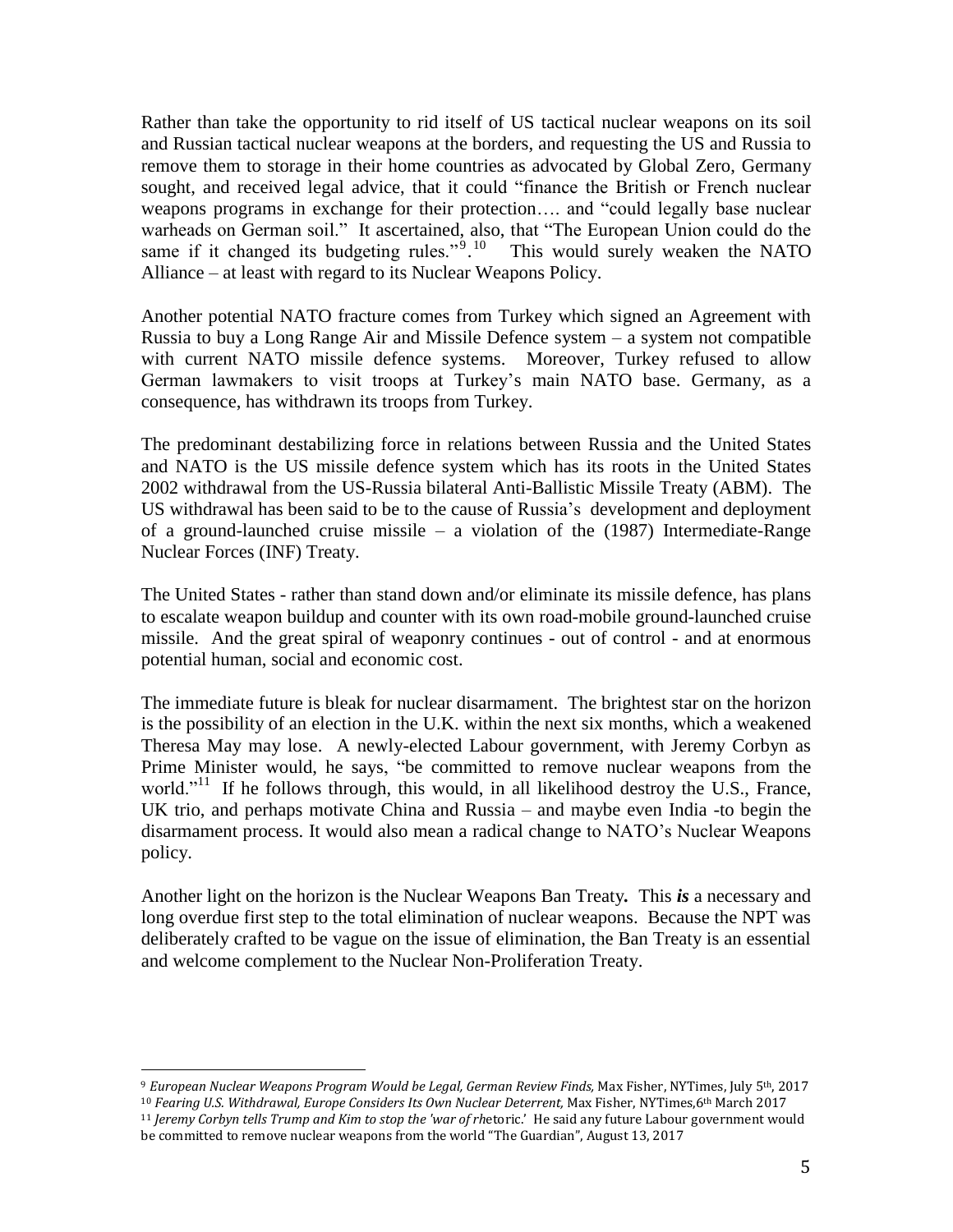Rather than take the opportunity to rid itself of US tactical nuclear weapons on its soil and Russian tactical nuclear weapons at the borders, and requesting the US and Russia to remove them to storage in their home countries as advocated by Global Zero, Germany sought, and received legal advice, that it could "finance the British or French nuclear weapons programs in exchange for their protection…. and "could legally base nuclear warheads on German soil." It ascertained, also, that "The European Union could do the same if it changed its budgeting rules."[9].[10] This would surely weaken the NATO Alliance – at least with regard to its Nuclear Weapons Policy.

Another potential NATO fracture comes from Turkey which signed an Agreement with Russia to buy a Long Range Air and Missile Defence system – a system not compatible with current NATO missile defence systems. Moreover, Turkey refused to allow German lawmakers to visit troops at Turkey's main NATO base. Germany, as a consequence, has withdrawn its troops from Turkey.

The predominant destabilizing force in relations between Russia and the United States and NATO is the US missile defence system which has its roots in the United States 2002 withdrawal from the US-Russia bilateral Anti-Ballistic Missile Treaty (ABM). The US withdrawal has been said to be to the cause of Russia's development and deployment of a ground-launched cruise missile – a violation of the (1987) Intermediate-Range Nuclear Forces (INF) Treaty.

The United States - rather than stand down and/or eliminate its missile defence, has plans to escalate weapon buildup and counter with its own road-mobile ground-launched cruise missile. And the great spiral of weaponry continues - out of control - and at enormous potential human, social and economic cost.

The immediate future is bleak for nuclear disarmament. The brightest star on the horizon is the possibility of an election in the U.K. within the next six months, which a weakened Theresa May may lose. A newly-elected Labour government, with Jeremy Corbyn as Prime Minister would, he says, "be committed to remove nuclear weapons from the world."[11] If he follows through, this would, in all likelihood destroy the U.S., France, UK trio, and perhaps motivate China and Russia – and maybe even India -to begin the disarmament process. It would also mean a radical change to NATO's Nuclear Weapons policy.

Another light on the horizon is the Nuclear Weapons Ban Treaty**.** This ***is*** a necessary and long overdue first step to the total elimination of nuclear weapons. Because the NPT was deliberately crafted to be vague on the issue of elimination, the Ban Treaty is an essential and welcome complement to the Nuclear Non-Proliferation Treaty.

---

[9] *European Nuclear Weapons Program Would be Legal, German Review Finds,* Max Fisher, NYTimes, July 5th, 2017

[10] *Fearing U.S. Withdrawal, Europe Considers Its Own Nuclear Deterrent,* Max Fisher, NYTimes,6th March 2017

[11] *Jeremy Corbyn tells Trump and Kim to stop the 'war of rh*etoric.' He said any future Labour government would be committed to remove nuclear weapons from the world "The Guardian", August 13, 2017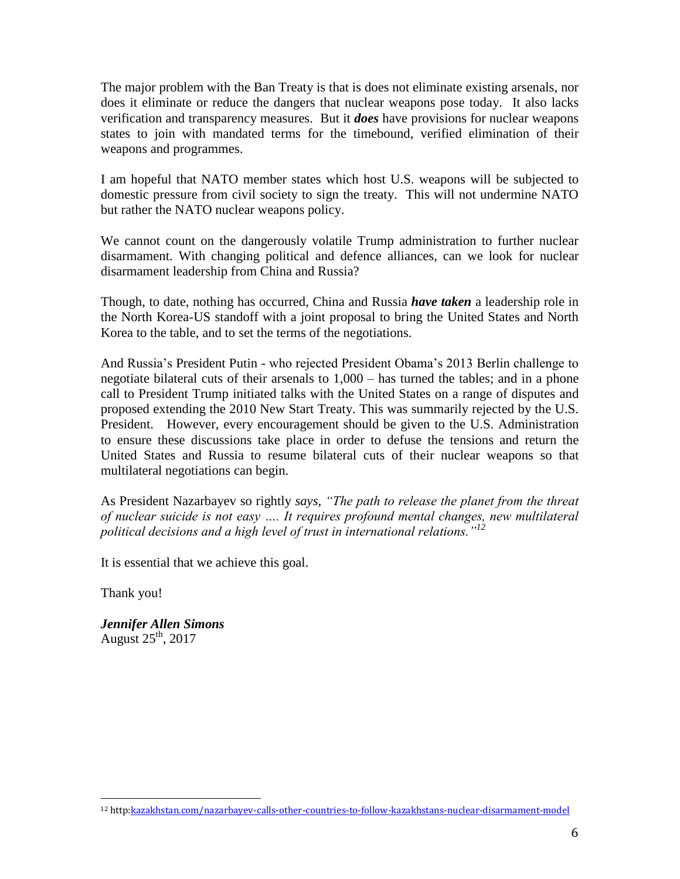The major problem with the Ban Treaty is that is does not eliminate existing arsenals, nor does it eliminate or reduce the dangers that nuclear weapons pose today. It also lacks verification and transparency measures. But it ***does*** have provisions for nuclear weapons states to join with mandated terms for the timebound, verified elimination of their weapons and programmes.

I am hopeful that NATO member states which host U.S. weapons will be subjected to domestic pressure from civil society to sign the treaty. This will not undermine NATO but rather the NATO nuclear weapons policy.

We cannot count on the dangerously volatile Trump administration to further nuclear disarmament. With changing political and defence alliances, can we look for nuclear disarmament leadership from China and Russia?

Though, to date, nothing has occurred, China and Russia ***have taken*** a leadership role in the North Korea-US standoff with a joint proposal to bring the United States and North Korea to the table, and to set the terms of the negotiations.

And Russia's President Putin - who rejected President Obama's 2013 Berlin challenge to negotiate bilateral cuts of their arsenals to 1,000 – has turned the tables; and in a phone call to President Trump initiated talks with the United States on a range of disputes and proposed extending the 2010 New Start Treaty. This was summarily rejected by the U.S. President. However, every encouragement should be given to the U.S. Administration to ensure these discussions take place in order to defuse the tensions and return the United States and Russia to resume bilateral cuts of their nuclear weapons so that multilateral negotiations can begin.

As President Nazarbayev so rightly *says*, *"The path to release the planet from the threat of nuclear suicide is not easy …. It requires profound mental changes, new multilateral political decisions and a high level of trust in international relations."*[12]

It is essential that we achieve this goal.

Thank you!

***Jennifer Allen Simons***
August 25th, 2017

---

[12] http:kazakhstan.com/nazarbayev-calls-other-countries-to-follow-kazakhstans-nuclear-disarmament-model